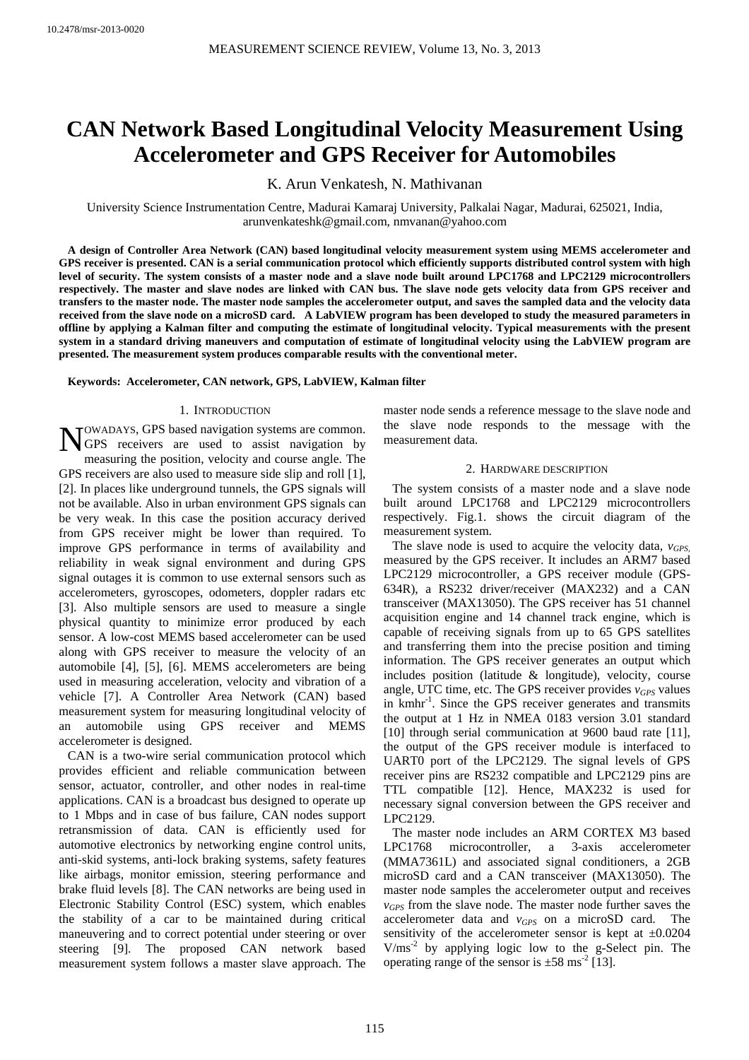# CAN Network Based Longitudinal Velocity Measurement Using Accelerometer and GPS Receiver for Automobiles

K. Arun Venkatesh, N. Mathivanan

University Science Instrumentation Centre, Madurai Kamaraj University, Palkalai Nagar, Madurai, 625021, India, arunvenkateshk@gmail.com, nmvanan@yahoo.com

**A design of Controller Area Network (CAN) based longitudinal velocity measurement system using MEMS accelerometer and GPS receiver is presented. CAN is a serial communication protocol which efficiently supports distributed control system with high level of security. The system consists of a master node and a slave node built around LPC1768 and LPC2129 microcontrollers respectively. The master and slave nodes are linked with CAN bus. The slave node gets velocity data from GPS receiver and transfers to the master node. The master node samples the accelerometer output, and saves the sampled data and the velocity data received from the slave node on a microSD card. A LabVIEW program has been developed to study the measured parameters in offline by applying a Kalman filter and computing the estimate of longitudinal velocity. Typical measurements with the present system in a standard driving maneuvers and computation of estimate of longitudinal velocity using the LabVIEW program are presented. The measurement system produces comparable results with the conventional meter.**

**Keywords: Accelerometer, CAN network, GPS, LabVIEW, Kalman filter**

## 1. Introduction

Nowadays, GPS based navigation systems are common. GPS receivers are used to assist navigation by measuring the position, velocity and course angle. The GPS receivers are also used to measure side slip and roll [1], [2]. In places like underground tunnels, the GPS signals will not be available. Also in urban environment GPS signals can be very weak. In this case the position accuracy derived from GPS receiver might be lower than required. To improve GPS performance in terms of availability and reliability in weak signal environment and during GPS signal outages it is common to use external sensors such as accelerometers, gyroscopes, odometers, doppler radars etc [3]. Also multiple sensors are used to measure a single physical quantity to minimize error produced by each sensor. A low-cost MEMS based accelerometer can be used along with GPS receiver to measure the velocity of an automobile [4], [5], [6]. MEMS accelerometers are being used in measuring acceleration, velocity and vibration of a vehicle [7]. A Controller Area Network (CAN) based measurement system for measuring longitudinal velocity of an automobile using GPS receiver and MEMS accelerometer is designed.

CAN is a two-wire serial communication protocol which provides efficient and reliable communication between sensor, actuator, controller, and other nodes in real-time applications. CAN is a broadcast bus designed to operate up to 1 Mbps and in case of bus failure, CAN nodes support retransmission of data. CAN is efficiently used for automotive electronics by networking engine control units, anti-skid systems, anti-lock braking systems, safety features like airbags, monitor emission, steering performance and brake fluid levels [8]. The CAN networks are being used in Electronic Stability Control (ESC) system, which enables the stability of a car to be maintained during critical maneuvering and to correct potential under steering or over steering [9]. The proposed CAN network based measurement system follows a master slave approach. The master node sends a reference message to the slave node and the slave node responds to the message with the measurement data.

## 2. Hardware description

The system consists of a master node and a slave node built around LPC1768 and LPC2129 microcontrollers respectively. Fig.1. shows the circuit diagram of the measurement system.

The slave node is used to acquire the velocity data, $v_{GPS}$, measured by the GPS receiver. It includes an ARM7 based LPC2129 microcontroller, a GPS receiver module (GPS-634R), a RS232 driver/receiver (MAX232) and a CAN transceiver (MAX13050). The GPS receiver has 51 channel acquisition engine and 14 channel track engine, which is capable of receiving signals from up to 65 GPS satellites and transferring them into the precise position and timing information. The GPS receiver generates an output which includes position (latitude & longitude), velocity, course angle, UTC time, etc. The GPS receiver provides $v_{GPS}$ values in kmhr$^{-1}$. Since the GPS receiver generates and transmits the output at 1 Hz in NMEA 0183 version 3.01 standard [10] through serial communication at 9600 baud rate [11], the output of the GPS receiver module is interfaced to UART0 port of the LPC2129. The signal levels of GPS receiver pins are RS232 compatible and LPC2129 pins are TTL compatible [12]. Hence, MAX232 is used for necessary signal conversion between the GPS receiver and LPC2129.

The master node includes an ARM CORTEX M3 based LPC1768 microcontroller, a 3-axis accelerometer (MMA7361L) and associated signal conditioners, a 2GB microSD card and a CAN transceiver (MAX13050). The master node samples the accelerometer output and receives $v_{GPS}$ from the slave node. The master node further saves the accelerometer data and $v_{GPS}$ on a microSD card. The sensitivity of the accelerometer sensor is kept at ±0.0204 V/ms$^{-2}$ by applying logic low to the g-Select pin. The operating range of the sensor is ±58 ms$^{-2}$ [13].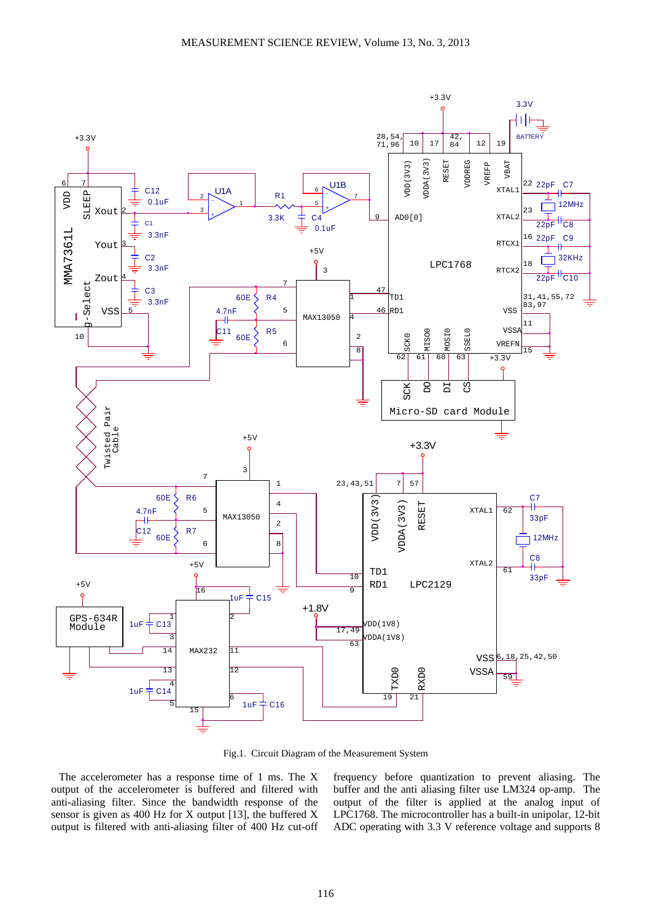Fig.1. Circuit Diagram of the Measurement System

The accelerometer has a response time of 1 ms. The X output of the accelerometer is buffered and filtered with anti-aliasing filter. Since the bandwidth response of the sensor is given as 400 Hz for X output [13], the buffered X output is filtered with anti-aliasing filter of 400 Hz cut-off frequency before quantization to prevent aliasing. The buffer and the anti aliasing filter use LM324 op-amp. The output of the filter is applied at the analog input of LPC1768. The microcontroller has a built-in unipolar, 12-bit ADC operating with 3.3 V reference voltage and supports 8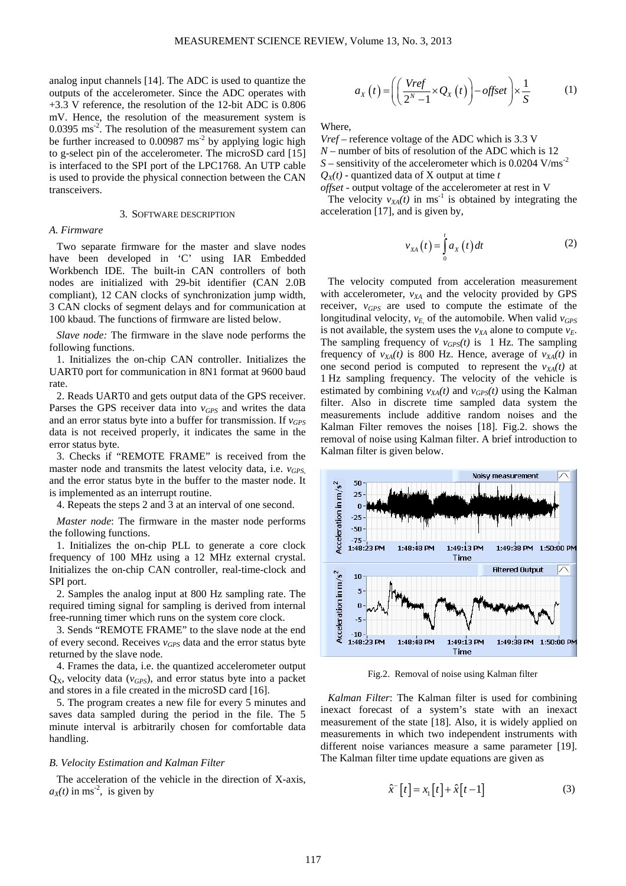analog input channels [14]. The ADC is used to quantize the outputs of the accelerometer. Since the ADC operates with +3.3 V reference, the resolution of the 12-bit ADC is 0.806 mV. Hence, the resolution of the measurement system is 0.0395 ms$^{-2}$. The resolution of the measurement system can be further increased to 0.00987 ms$^{-2}$ by applying logic high to g-select pin of the accelerometer. The microSD card [15] is interfaced to the SPI port of the LPC1768. An UTP cable is used to provide the physical connection between the CAN transceivers.

## 3. Software description

### A. Firmware

Two separate firmware for the master and slave nodes have been developed in 'C' using IAR Embedded Workbench IDE. The built-in CAN controllers of both nodes are initialized with 29-bit identifier (CAN 2.0B compliant), 12 CAN clocks of synchronization jump width, 3 CAN clocks of segment delays and for communication at 100 kbaud. The functions of firmware are listed below.

*Slave node:* The firmware in the slave node performs the following functions.

1. Initializes the on-chip CAN controller. Initializes the UART0 port for communication in 8N1 format at 9600 baud rate.

2. Reads UART0 and gets output data of the GPS receiver. Parses the GPS receiver data into $v_{GPS}$ and writes the data and an error status byte into a buffer for transmission. If $v_{GPS}$ data is not received properly, it indicates the same in the error status byte.

3. Checks if "REMOTE FRAME" is received from the master node and transmits the latest velocity data, i.e. $v_{GPS}$, and the error status byte in the buffer to the master node. It is implemented as an interrupt routine.

4. Repeats the steps 2 and 3 at an interval of one second.

*Master node*: The firmware in the master node performs the following functions.

1. Initializes the on-chip PLL to generate a core clock frequency of 100 MHz using a 12 MHz external crystal. Initializes the on-chip CAN controller, real-time-clock and SPI port.

2. Samples the analog input at 800 Hz sampling rate. The required timing signal for sampling is derived from internal free-running timer which runs on the system core clock.

3. Sends "REMOTE FRAME" to the slave node at the end of every second. Receives $v_{GPS}$ data and the error status byte returned by the slave node.

4. Frames the data, i.e. the quantized accelerometer output $Q_X$, velocity data ($v_{GPS}$), and error status byte into a packet and stores in a file created in the microSD card [16].

5. The program creates a new file for every 5 minutes and saves data sampled during the period in the file. The 5 minute interval is arbitrarily chosen for comfortable data handling.

### B. Velocity Estimation and Kalman Filter

The acceleration of the vehicle in the direction of X-axis, $a_X(t)$ in ms$^{-2}$, is given by

$$a_X(t) = \left( \left( \frac{Vref}{2^N - 1} \times Q_X(t) \right) - offset \right) \times \frac{1}{S} \tag{1}$$

Where,

*Vref* – reference voltage of the ADC which is 3.3 V

*N* – number of bits of resolution of the ADC which is 12

*S* – sensitivity of the accelerometer which is 0.0204 V/ms$^{-2}$

$Q_X(t)$ - quantized data of X output at time *t*

*offset* - output voltage of the accelerometer at rest in V

The velocity $v_{XA}(t)$ in ms$^{-1}$ is obtained by integrating the acceleration [17], and is given by,

$$v_{XA}(t) = \int_0^t a_X(t)\,dt \tag{2}$$

The velocity computed from acceleration measurement with accelerometer, $v_{XA}$ and the velocity provided by GPS receiver, $v_{GPS}$ are used to compute the estimate of the longitudinal velocity, $v_E$, of the automobile. When valid $v_{GPS}$ is not available, the system uses the $v_{XA}$ alone to compute $v_E$. The sampling frequency of $v_{GPS}(t)$ is 1 Hz. The sampling frequency of $v_{XA}(t)$ is 800 Hz. Hence, average of $v_{XA}(t)$ in one second period is computed to represent the $v_{XA}(t)$ at 1 Hz sampling frequency. The velocity of the vehicle is estimated by combining $v_{XA}(t)$ and $v_{GPS}(t)$ using the Kalman filter. Also in discrete time sampled data system the measurements include additive random noises and the Kalman Filter removes the noises [18]. Fig.2. shows the removal of noise using Kalman filter. A brief introduction to Kalman filter is given below.

Fig.2. Removal of noise using Kalman filter

*Kalman Filter*: The Kalman filter is used for combining inexact forecast of a system's state with an inexact measurement of the state [18]. Also, it is widely applied on measurements in which two independent instruments with different noise variances measure a same parameter [19]. The Kalman filter time update equations are given as

$$\hat{x}^-[t] = x_1[t] + \hat{x}[t-1] \tag{3}$$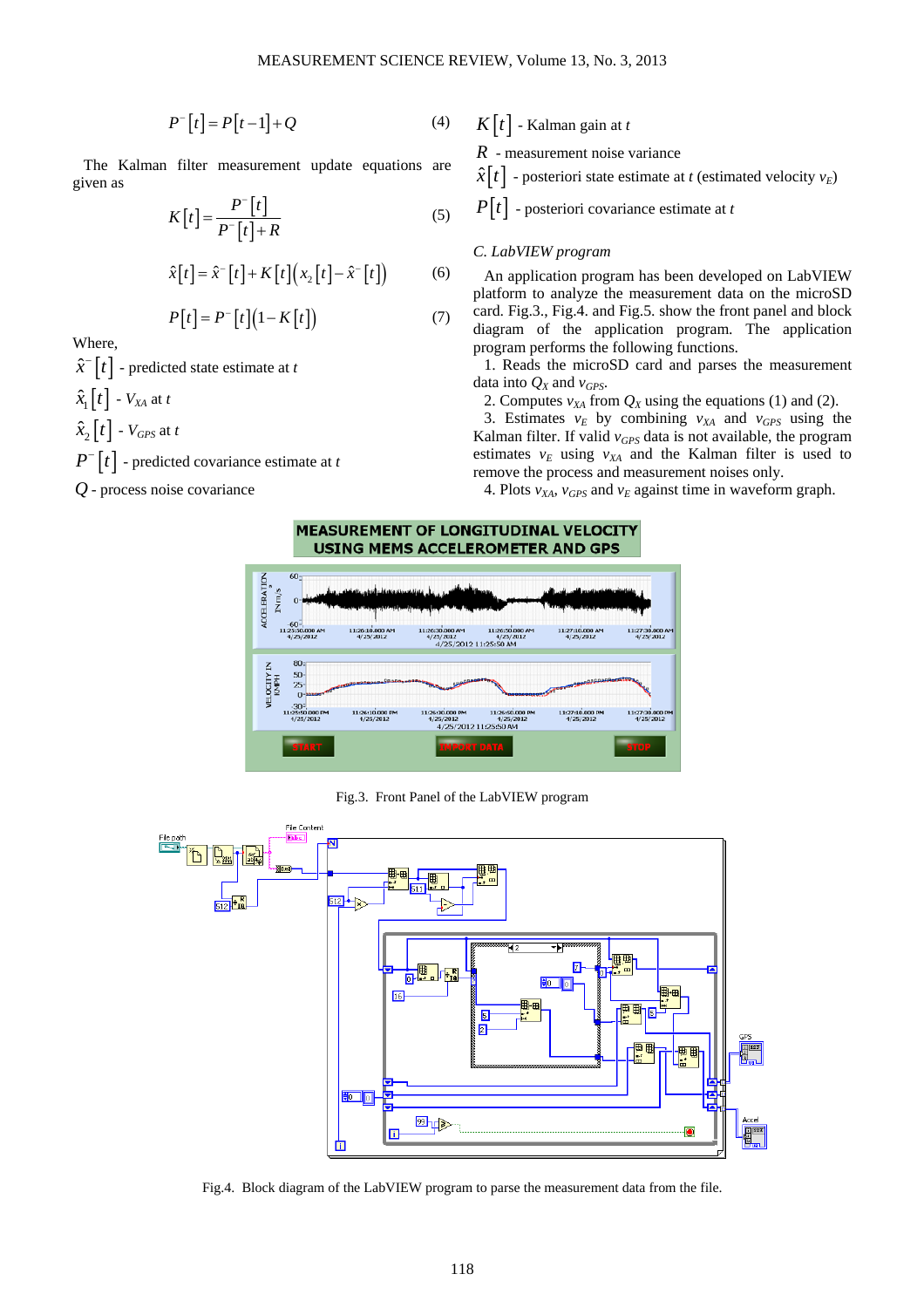$$P^{-}[t] = P[t-1] + Q \tag{4}$$

The Kalman filter measurement update equations are given as

$$K[t] = \frac{P^{-}[t]}{P^{-}[t] + R} \tag{5}$$

$$\hat{x}[t] = \hat{x}^{-}[t] + K[t]\left(x_2[t] - \hat{x}^{-}[t]\right) \tag{6}$$

$$P[t] = P^{-}[t]\left(1 - K[t]\right) \tag{7}$$

Where,

$\hat{x}^{-}[t]$ - predicted state estimate at $t$

$\hat{x}_1[t]$ - $V_{XA}$ at $t$

$\hat{x}_2[t]$ - $V_{GPS}$ at $t$

$P^{-}[t]$ - predicted covariance estimate at $t$

$Q$ - process noise covariance

$K[t]$ - Kalman gain at $t$

$R$ - measurement noise variance

$\hat{x}[t]$ - posteriori state estimate at $t$ (estimated velocity $v_E$)

$P[t]$ - posteriori covariance estimate at $t$

### C. LabVIEW program

An application program has been developed on LabVIEW platform to analyze the measurement data on the microSD card. Fig.3., Fig.4. and Fig.5. show the front panel and block diagram of the application program. The application program performs the following functions.

1. Reads the microSD card and parses the measurement data into $Q_X$ and $v_{GPS}$.
2. Computes $v_{XA}$ from $Q_X$ using the equations (1) and (2).
3. Estimates $v_E$ by combining $v_{XA}$ and $v_{GPS}$ using the Kalman filter. If valid $v_{GPS}$ data is not available, the program estimates $v_E$ using $v_{XA}$ and the Kalman filter is used to remove the process and measurement noises only.
4. Plots $v_{XA}$, $v_{GPS}$ and $v_E$ against time in waveform graph.

Fig.3. Front Panel of the LabVIEW program

Fig.4. Block diagram of the LabVIEW program to parse the measurement data from the file.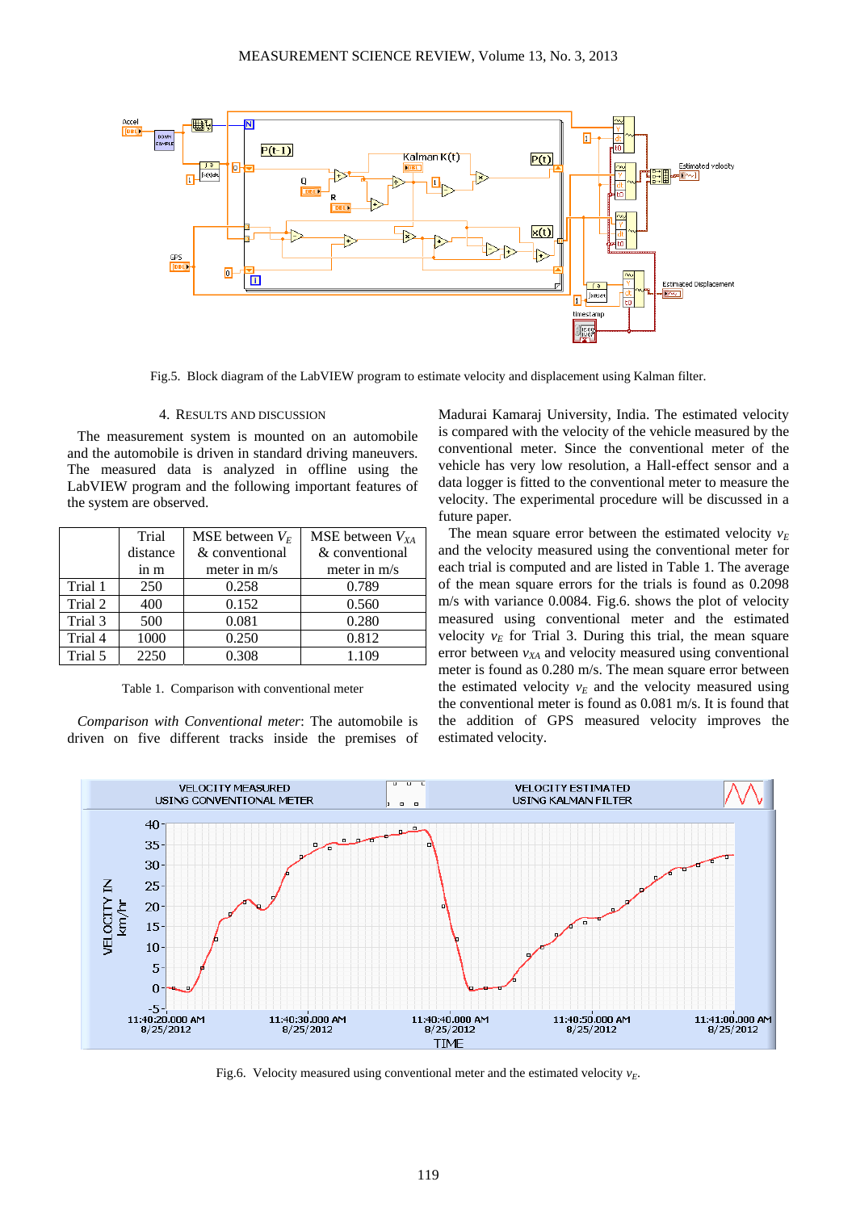Fig.5. Block diagram of the LabVIEW program to estimate velocity and displacement using Kalman filter.

## 4. RESULTS AND DISCUSSION

The measurement system is mounted on an automobile and the automobile is driven in standard driving maneuvers. The measured data is analyzed in offline using the LabVIEW program and the following important features of the system are observed.

| | Trial distance in m | MSE between $V_E$ & conventional meter in m/s | MSE between $V_{XA}$ & conventional meter in m/s |
|---|---|---|---|
| Trial 1 | 250 | 0.258 | 0.789 |
| Trial 2 | 400 | 0.152 | 0.560 |
| Trial 3 | 500 | 0.081 | 0.280 |
| Trial 4 | 1000 | 0.250 | 0.812 |
| Trial 5 | 2250 | 0.308 | 1.109 |

Table 1. Comparison with conventional meter

*Comparison with Conventional meter*: The automobile is driven on five different tracks inside the premises of Madurai Kamaraj University, India. The estimated velocity is compared with the velocity of the vehicle measured by the conventional meter. Since the conventional meter of the vehicle has very low resolution, a Hall-effect sensor and a data logger is fitted to the conventional meter to measure the velocity. The experimental procedure will be discussed in a future paper.

The mean square error between the estimated velocity $v_E$ and the velocity measured using the conventional meter for each trial is computed and are listed in Table 1. The average of the mean square errors for the trials is found as 0.2098 m/s with variance 0.0084. Fig.6. shows the plot of velocity measured using conventional meter and the estimated velocity $v_E$ for Trial 3. During this trial, the mean square error between $v_{XA}$ and velocity measured using conventional meter is found as 0.280 m/s. The mean square error between the estimated velocity $v_E$ and the velocity measured using the conventional meter is found as 0.081 m/s. It is found that the addition of GPS measured velocity improves the estimated velocity.

Fig.6. Velocity measured using conventional meter and the estimated velocity $v_E$.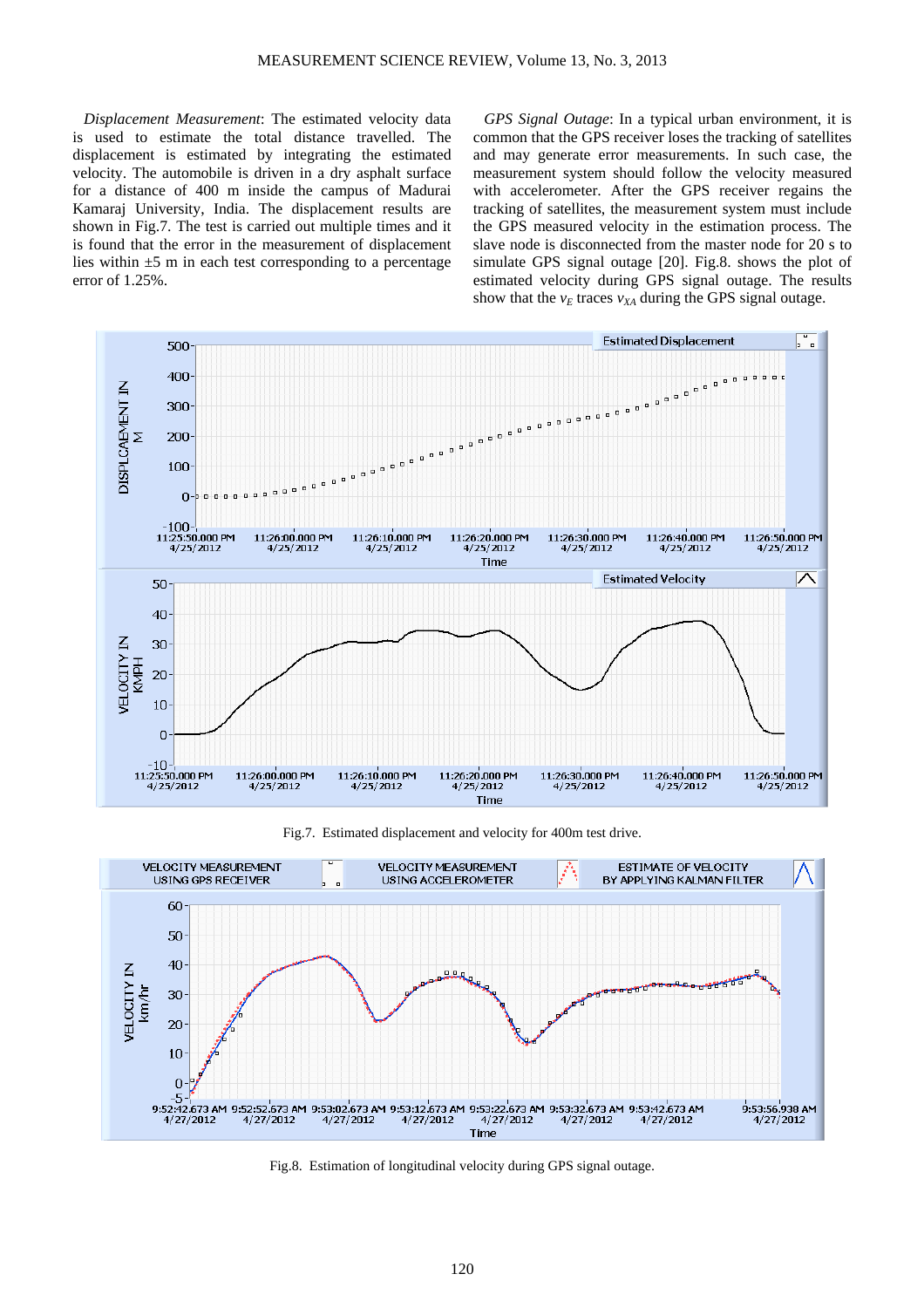*Displacement Measurement*: The estimated velocity data is used to estimate the total distance travelled. The displacement is estimated by integrating the estimated velocity. The automobile is driven in a dry asphalt surface for a distance of 400 m inside the campus of Madurai Kamaraj University, India. The displacement results are shown in Fig.7. The test is carried out multiple times and it is found that the error in the measurement of displacement lies within ±5 m in each test corresponding to a percentage error of 1.25%.

*GPS Signal Outage*: In a typical urban environment, it is common that the GPS receiver loses the tracking of satellites and may generate error measurements. In such case, the measurement system should follow the velocity measured with accelerometer. After the GPS receiver regains the tracking of satellites, the measurement system must include the GPS measured velocity in the estimation process. The slave node is disconnected from the master node for 20 s to simulate GPS signal outage [20]. Fig.8. shows the plot of estimated velocity during GPS signal outage. The results show that the $v_E$ traces $v_{XA}$ during the GPS signal outage.

Fig.7. Estimated displacement and velocity for 400m test drive.

Fig.8. Estimation of longitudinal velocity during GPS signal outage.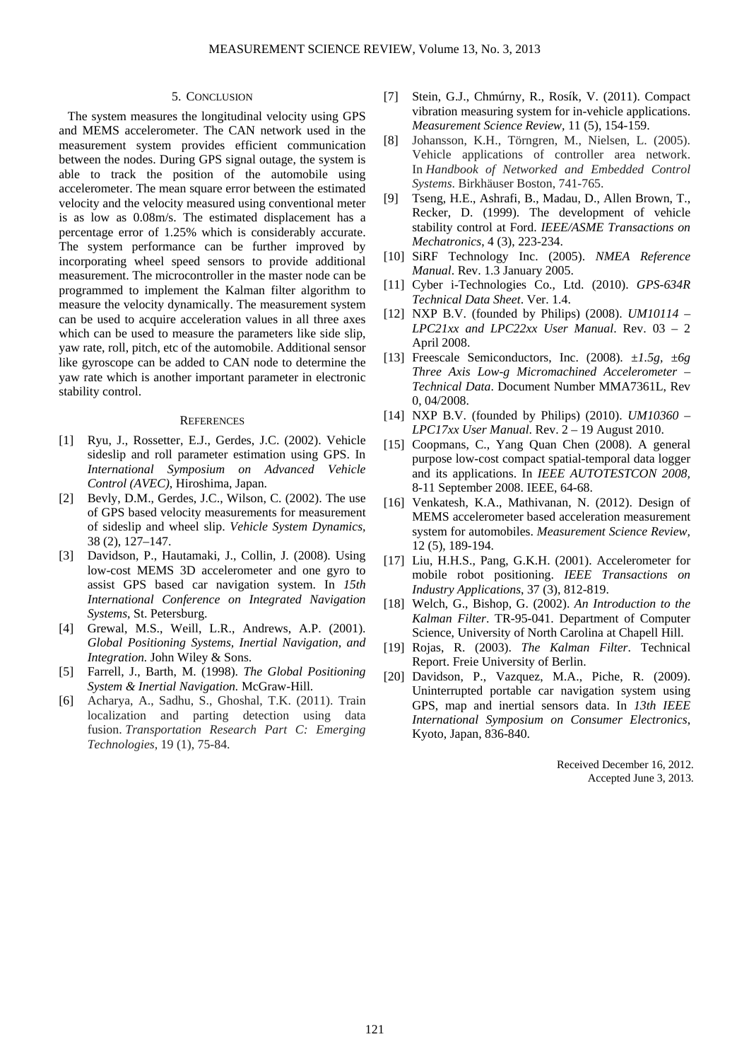## 5. Conclusion

The system measures the longitudinal velocity using GPS and MEMS accelerometer. The CAN network used in the measurement system provides efficient communication between the nodes. During GPS signal outage, the system is able to track the position of the automobile using accelerometer. The mean square error between the estimated velocity and the velocity measured using conventional meter is as low as 0.08m/s. The estimated displacement has a percentage error of 1.25% which is considerably accurate. The system performance can be further improved by incorporating wheel speed sensors to provide additional measurement. The microcontroller in the master node can be programmed to implement the Kalman filter algorithm to measure the velocity dynamically. The measurement system can be used to acquire acceleration values in all three axes which can be used to measure the parameters like side slip, yaw rate, roll, pitch, etc of the automobile. Additional sensor like gyroscope can be added to CAN node to determine the yaw rate which is another important parameter in electronic stability control.

## References

[1] Ryu, J., Rossetter, E.J., Gerdes, J.C. (2002). Vehicle sideslip and roll parameter estimation using GPS. In *International Symposium on Advanced Vehicle Control (AVEC)*, Hiroshima, Japan.

[2] Bevly, D.M., Gerdes, J.C., Wilson, C. (2002). The use of GPS based velocity measurements for measurement of sideslip and wheel slip. *Vehicle System Dynamics*, 38 (2), 127–147.

[3] Davidson, P., Hautamaki, J., Collin, J. (2008). Using low-cost MEMS 3D accelerometer and one gyro to assist GPS based car navigation system. In *15th International Conference on Integrated Navigation Systems*, St. Petersburg.

[4] Grewal, M.S., Weill, L.R., Andrews, A.P. (2001). *Global Positioning Systems, Inertial Navigation, and Integration.* John Wiley & Sons.

[5] Farrell, J., Barth, M. (1998). *The Global Positioning System & Inertial Navigation.* McGraw-Hill.

[6] Acharya, A., Sadhu, S., Ghoshal, T.K. (2011). Train localization and parting detection using data fusion. *Transportation Research Part C: Emerging Technologies*, 19 (1), 75-84.

[7] Stein, G.J., Chmúrny, R., Rosík, V. (2011). Compact vibration measuring system for in-vehicle applications. *Measurement Science Review*, 11 (5), 154-159.

[8] Johansson, K.H., Törngren, M., Nielsen, L. (2005). Vehicle applications of controller area network. In *Handbook of Networked and Embedded Control Systems*. Birkhäuser Boston, 741-765.

[9] Tseng, H.E., Ashrafi, B., Madau, D., Allen Brown, T., Recker, D. (1999). The development of vehicle stability control at Ford. *IEEE/ASME Transactions on Mechatronics*, 4 (3), 223-234.

[10] SiRF Technology Inc. (2005). *NMEA Reference Manual*. Rev. 1.3 January 2005.

[11] Cyber i-Technologies Co., Ltd. (2010). *GPS-634R Technical Data Sheet*. Ver. 1.4.

[12] NXP B.V. (founded by Philips) (2008). *UM10114 – LPC21xx and LPC22xx User Manual*. Rev. 03 – 2 April 2008.

[13] Freescale Semiconductors, Inc. (2008). *±1.5g, ±6g Three Axis Low-g Micromachined Accelerometer – Technical Data*. Document Number MMA7361L, Rev 0, 04/2008.

[14] NXP B.V. (founded by Philips) (2010). *UM10360 – LPC17xx User Manual*. Rev. 2 – 19 August 2010.

[15] Coopmans, C., Yang Quan Chen (2008). A general purpose low-cost compact spatial-temporal data logger and its applications. In *IEEE AUTOTESTCON 2008*, 8-11 September 2008. IEEE, 64-68.

[16] Venkatesh, K.A., Mathivanan, N. (2012). Design of MEMS accelerometer based acceleration measurement system for automobiles. *Measurement Science Review*, 12 (5), 189-194.

[17] Liu, H.H.S., Pang, G.K.H. (2001). Accelerometer for mobile robot positioning. *IEEE Transactions on Industry Applications*, 37 (3), 812-819.

[18] Welch, G., Bishop, G. (2002). *An Introduction to the Kalman Filter*. TR-95-041. Department of Computer Science, University of North Carolina at Chapell Hill.

[19] Rojas, R. (2003). *The Kalman Filter*. Technical Report. Freie University of Berlin.

[20] Davidson, P., Vazquez, M.A., Piche, R. (2009). Uninterrupted portable car navigation system using GPS, map and inertial sensors data. In *13th IEEE International Symposium on Consumer Electronics*, Kyoto, Japan, 836-840.

Received December 16, 2012.
Accepted June 3, 2013.